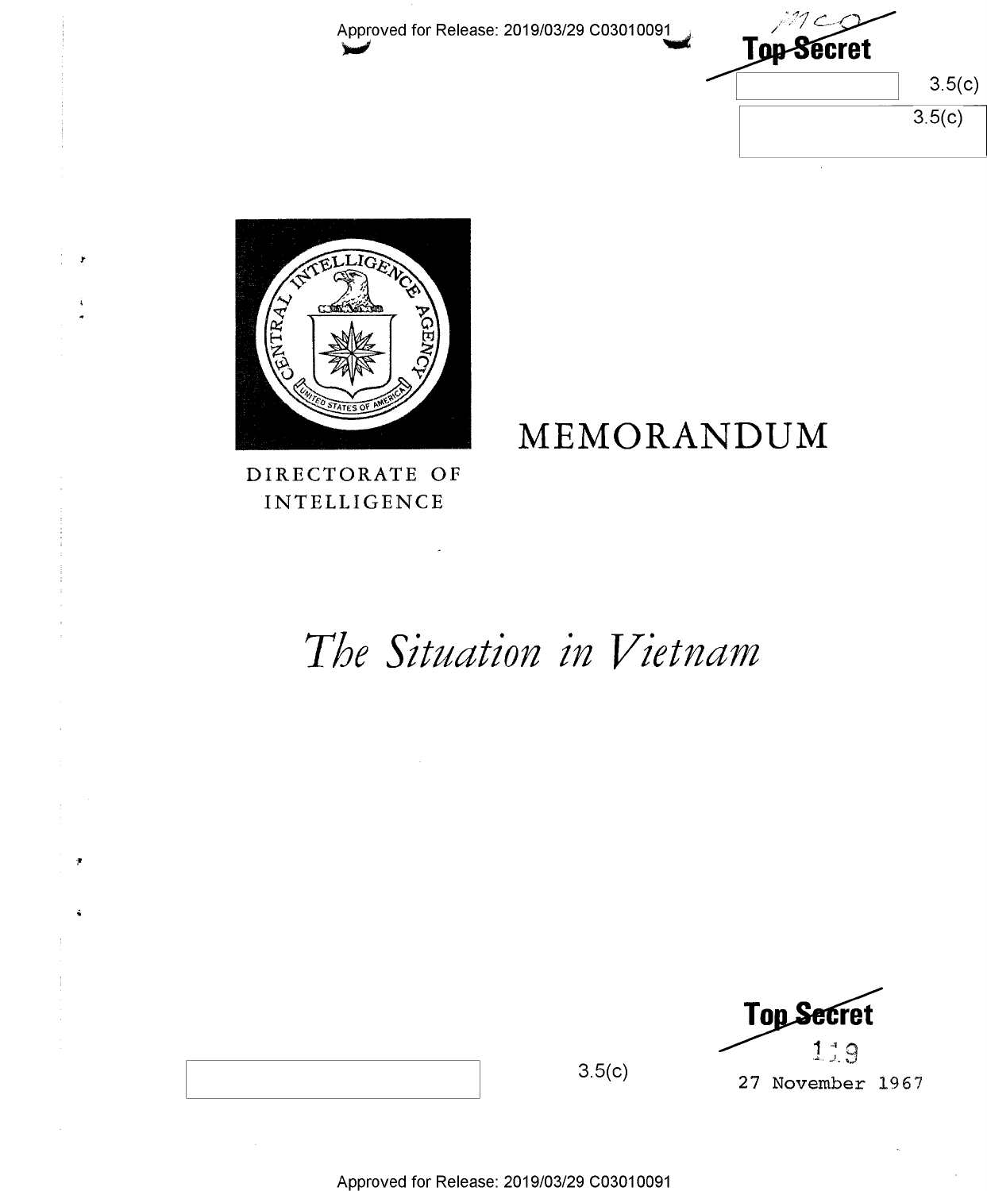Approved for Release: 2019/03/29 C03010091

Top Secret

3.5(c)

3.5(c)

# MEMORANDUM

DIRECTORATE OF INTELLIGENCE

# *The Situation in Vietnam*

Top Secret

3.5(c)

27 November 1967

Approved for Release: 2019/03/29 C03010091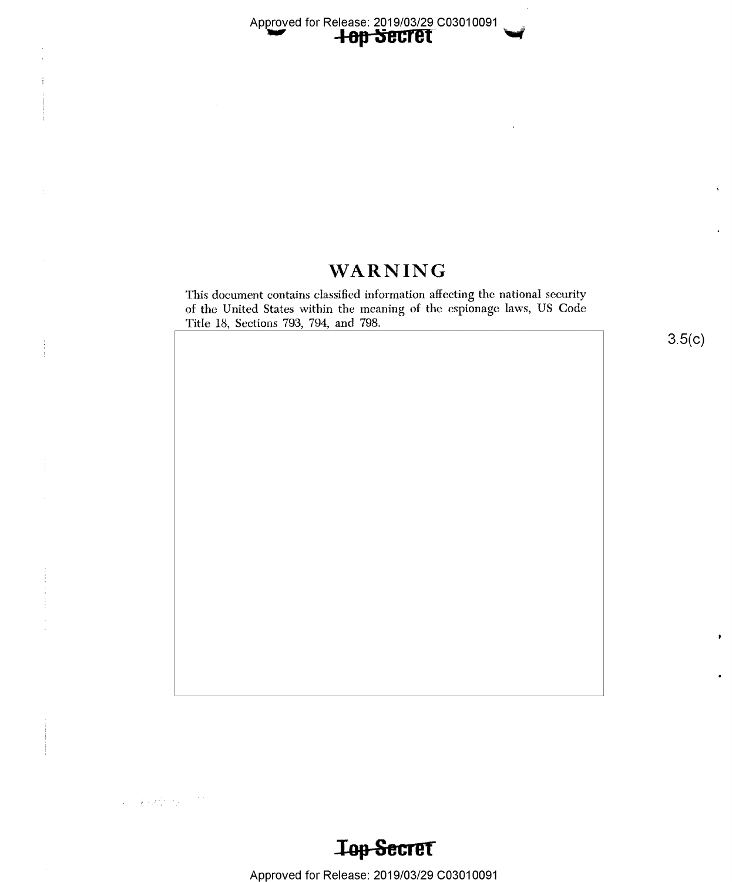# WARNING

This document contains classified information affecting the national security of the United States within the meaning of the espionage laws, US Code Title 18, Sections 793, 794, and 798.

3.5(c)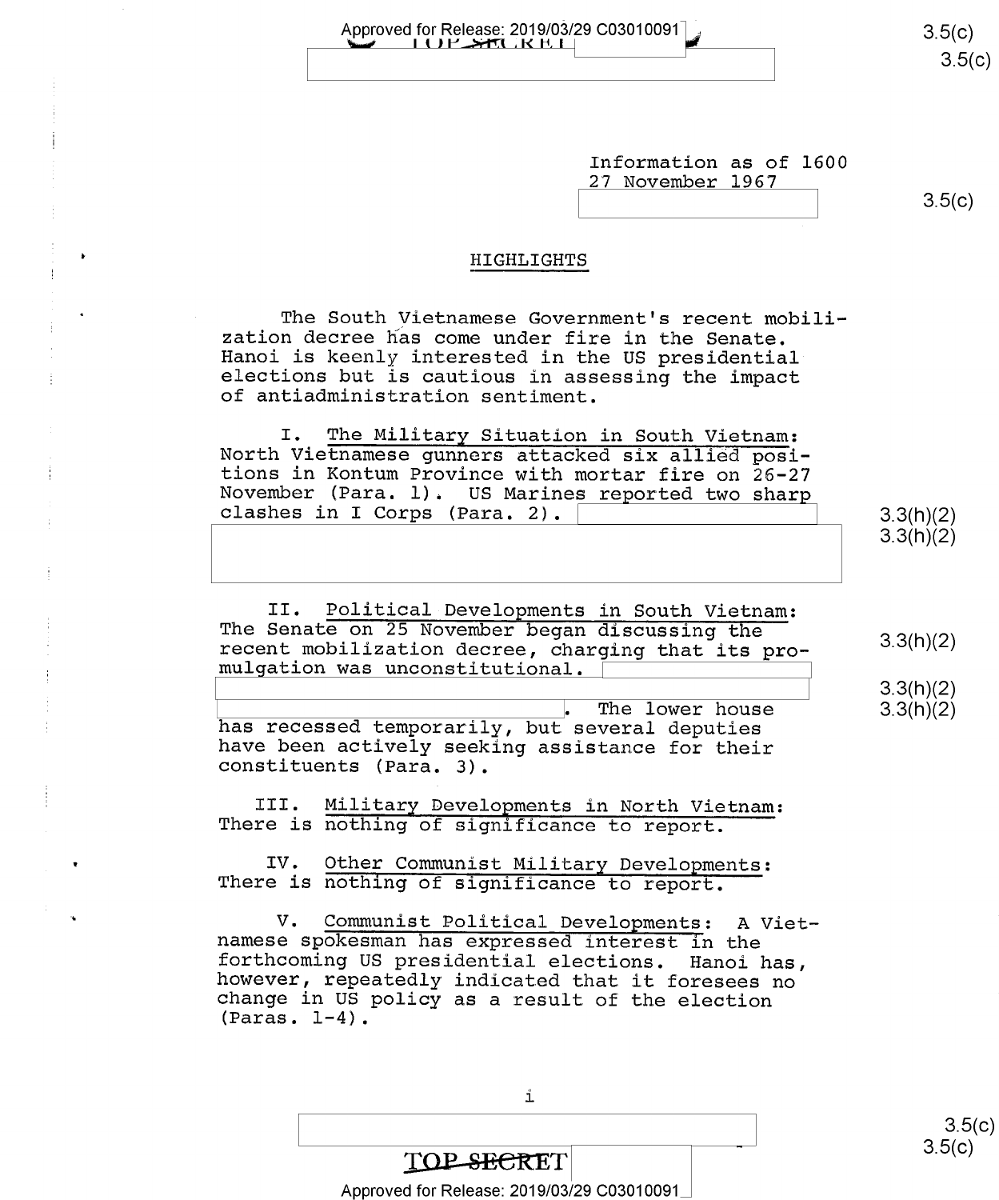Information as of 1600
27 November 1967

## HIGHLIGHTS

The South Vietnamese Government's recent mobilization decree has come under fire in the Senate. Hanoi is keenly interested in the US presidential elections but is cautious in assessing the impact of antiadministration sentiment.

I. The Military Situation in South Vietnam: North Vietnamese gunners attacked six allied positions in Kontum Province with mortar fire on 26-27 November (Para. 1). US Marines reported two sharp clashes in I Corps (Para. 2).

II. Political Developments in South Vietnam: The Senate on 25 November began discussing the recent mobilization decree, charging that its promulgation was unconstitutional. . The lower house has recessed temporarily, but several deputies have been actively seeking assistance for their constituents (Para. 3).

III. Military Developments in North Vietnam: There is nothing of significance to report.

IV. Other Communist Military Developments: There is nothing of significance to report.

V. Communist Political Developments: A Vietnamese spokesman has expressed interest in the forthcoming US presidential elections. Hanoi has, however, repeatedly indicated that it foresees no change in US policy as a result of the election (Paras. 1-4).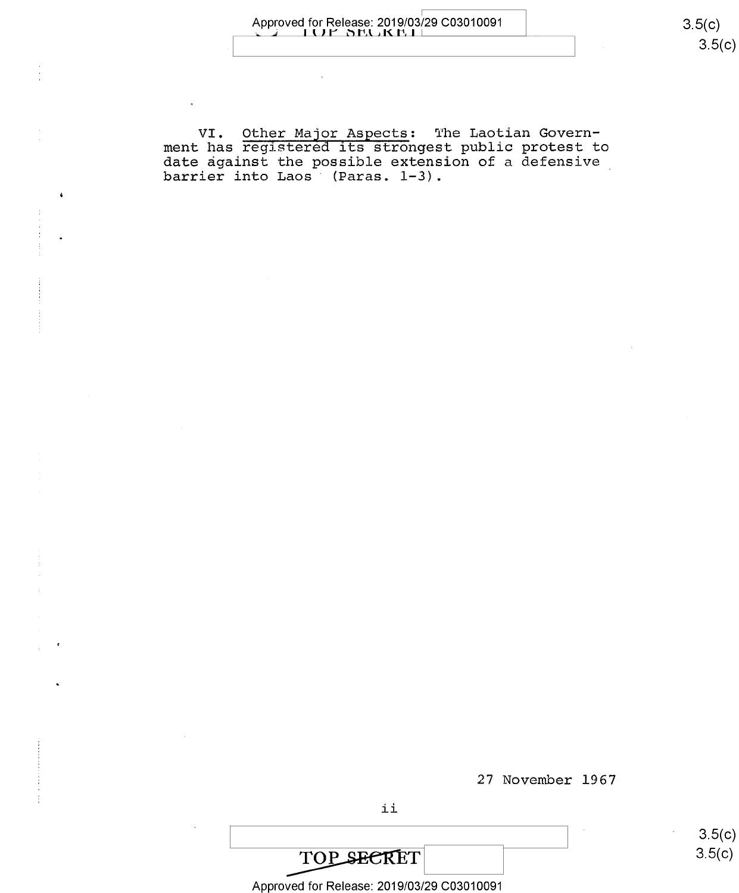VI. Other Major Aspects: The Laotian Government has registered its strongest public protest to date against the possible extension of a defensive barrier into Laos (Paras. 1-3).

27 November 1967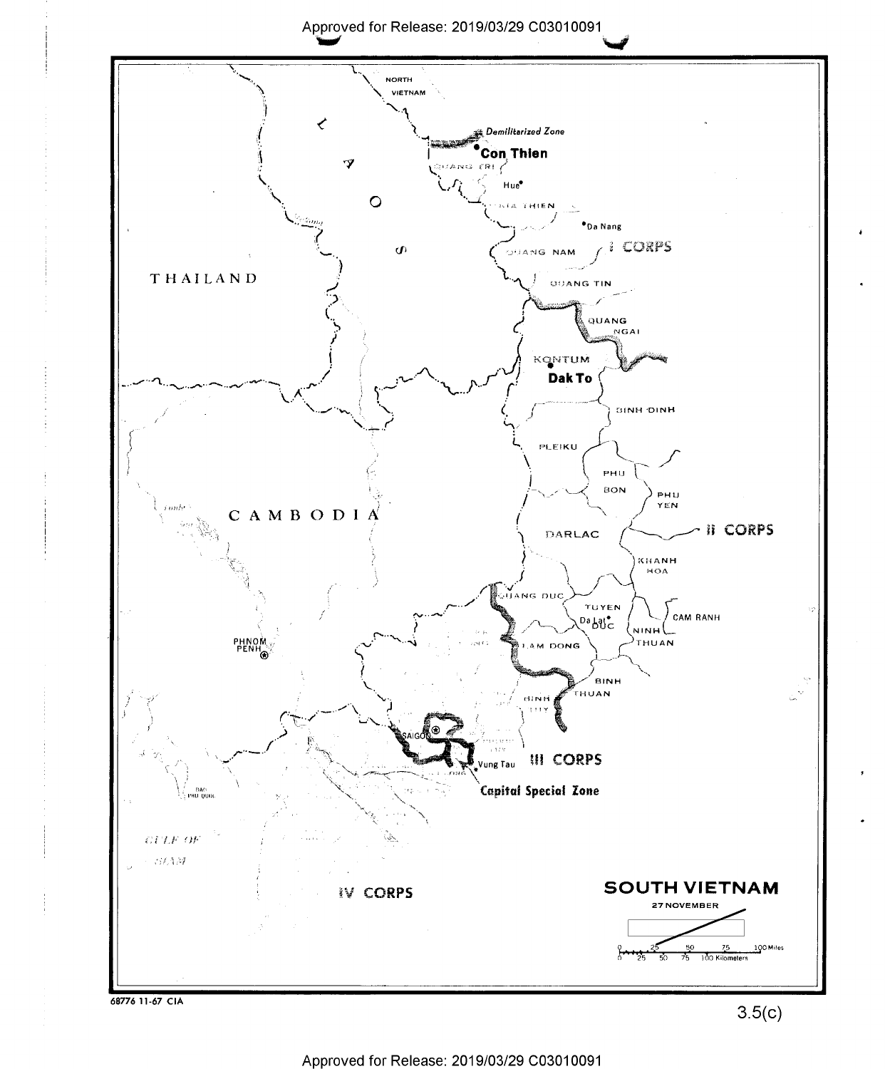**SOUTH VIETNAM**

27 NOVEMBER

68776 11-67 CIA

3.5(c)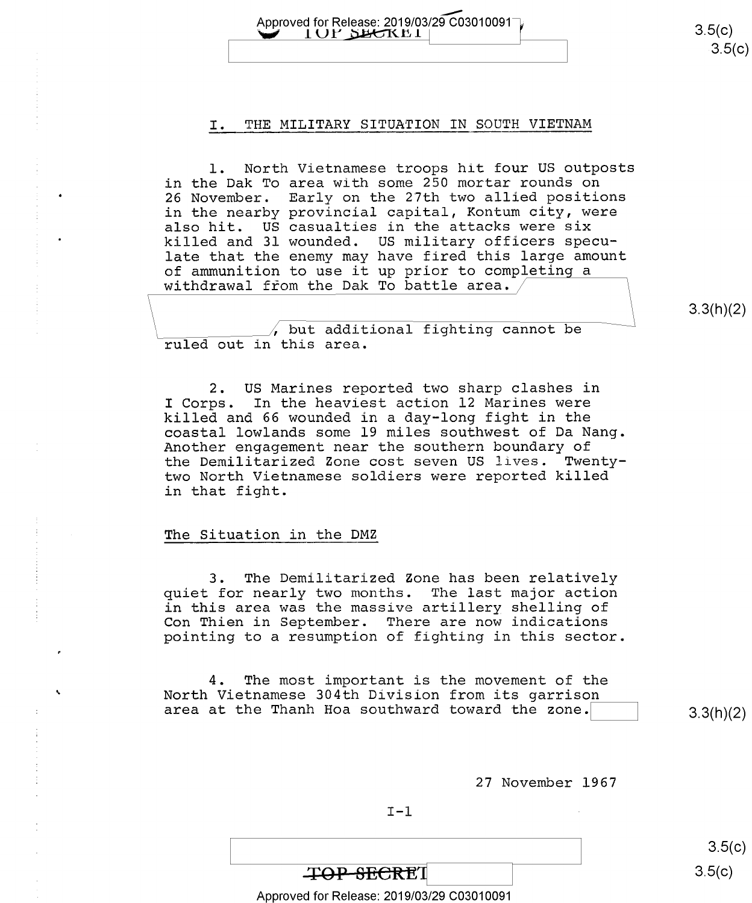## I. THE MILITARY SITUATION IN SOUTH VIETNAM

1. North Vietnamese troops hit four US outposts in the Dak To area with some 250 mortar rounds on 26 November. Early on the 27th two allied positions in the nearby provincial capital, Kontum city, were also hit. US casualties in the attacks were six killed and 31 wounded. US military officers speculate that the enemy may have fired this large amount of ammunition to use it up prior to completing a withdrawal from the Dak To battle area. [redacted 3.3(h)(2)], but additional fighting cannot be ruled out in this area.

2. US Marines reported two sharp clashes in I Corps. In the heaviest action 12 Marines were killed and 66 wounded in a day-long fight in the coastal lowlands some 19 miles southwest of Da Nang. Another engagement near the southern boundary of the Demilitarized Zone cost seven US lives. Twenty-two North Vietnamese soldiers were reported killed in that fight.

### The Situation in the DMZ

3. The Demilitarized Zone has been relatively quiet for nearly two months. The last major action in this area was the massive artillery shelling of Con Thien in September. There are now indications pointing to a resumption of fighting in this sector.

4. The most important is the movement of the North Vietnamese 304th Division from its garrison area at the Thanh Hoa southward toward the zone. [redacted 3.3(h)(2)]

27 November 1967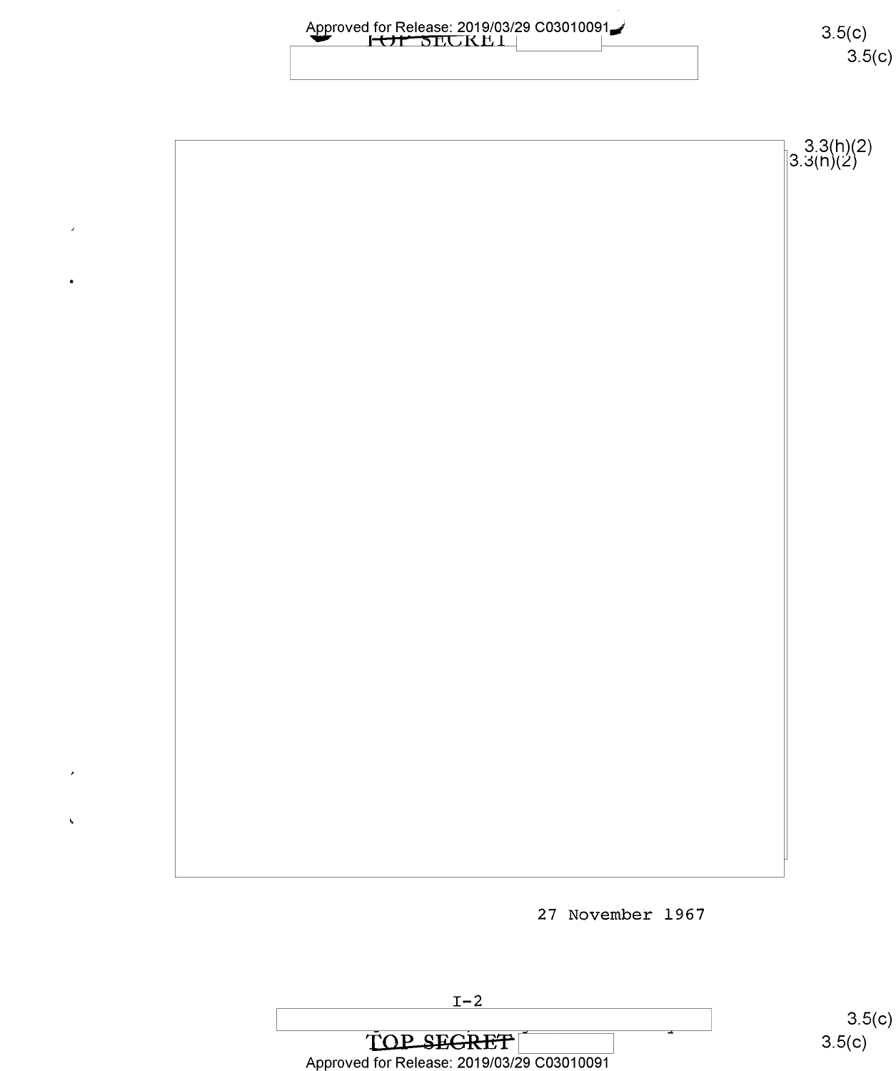27 November 1967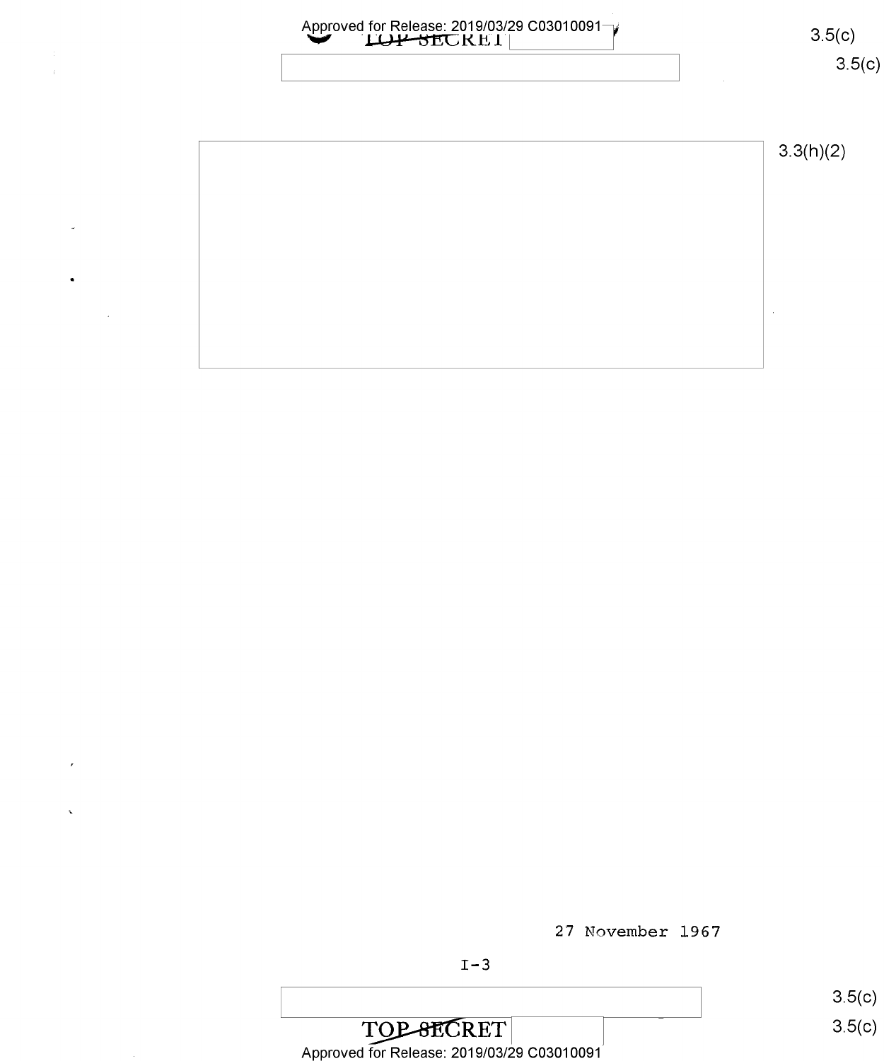27 November 1967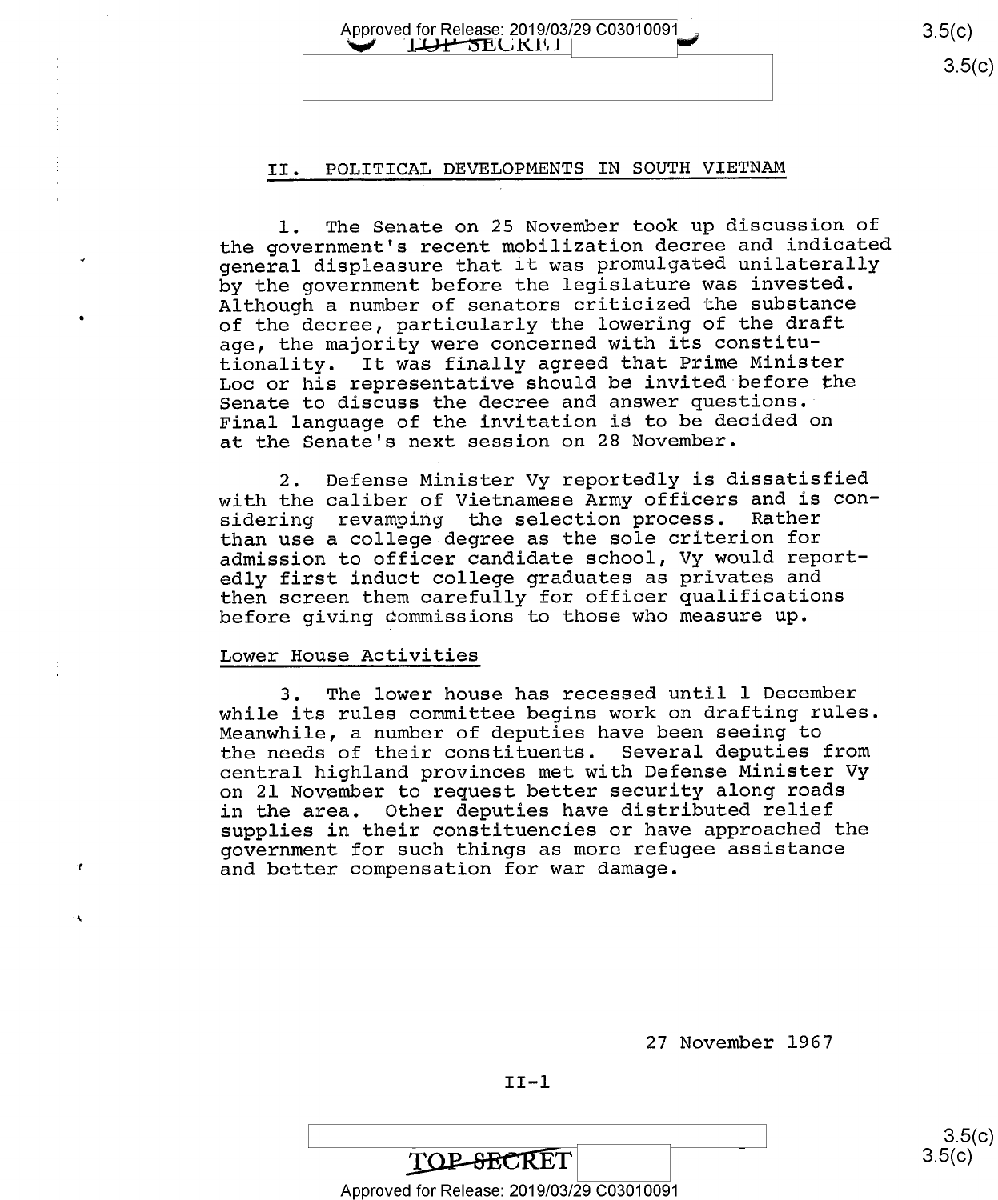## II. POLITICAL DEVELOPMENTS IN SOUTH VIETNAM

1. The Senate on 25 November took up discussion of the government's recent mobilization decree and indicated general displeasure that it was promulgated unilaterally by the government before the legislature was invested. Although a number of senators criticized the substance of the decree, particularly the lowering of the draft age, the majority were concerned with its constitutionality. It was finally agreed that Prime Minister Loc or his representative should be invited before the Senate to discuss the decree and answer questions. Final language of the invitation is to be decided on at the Senate's next session on 28 November.

2. Defense Minister Vy reportedly is dissatisfied with the caliber of Vietnamese Army officers and is considering revamping the selection process. Rather than use a college degree as the sole criterion for admission to officer candidate school, Vy would reportedly first induct college graduates as privates and then screen them carefully for officer qualifications before giving commissions to those who measure up.

### Lower House Activities

3. The lower house has recessed until 1 December while its rules committee begins work on drafting rules. Meanwhile, a number of deputies have been seeing to the needs of their constituents. Several deputies from central highland provinces met with Defense Minister Vy on 21 November to request better security along roads in the area. Other deputies have distributed relief supplies in their constituencies or have approached the government for such things as more refugee assistance and better compensation for war damage.

27 November 1967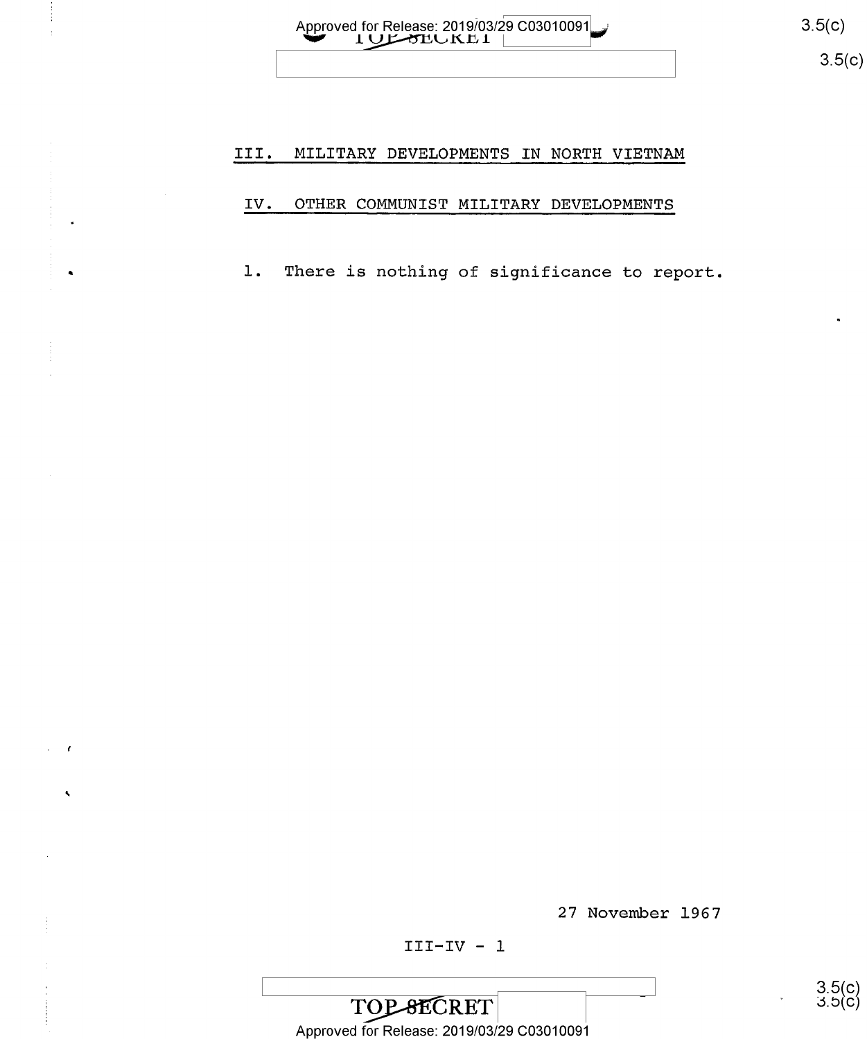## III. MILITARY DEVELOPMENTS IN NORTH VIETNAM

## IV. OTHER COMMUNIST MILITARY DEVELOPMENTS

1. There is nothing of significance to report.

27 November 1967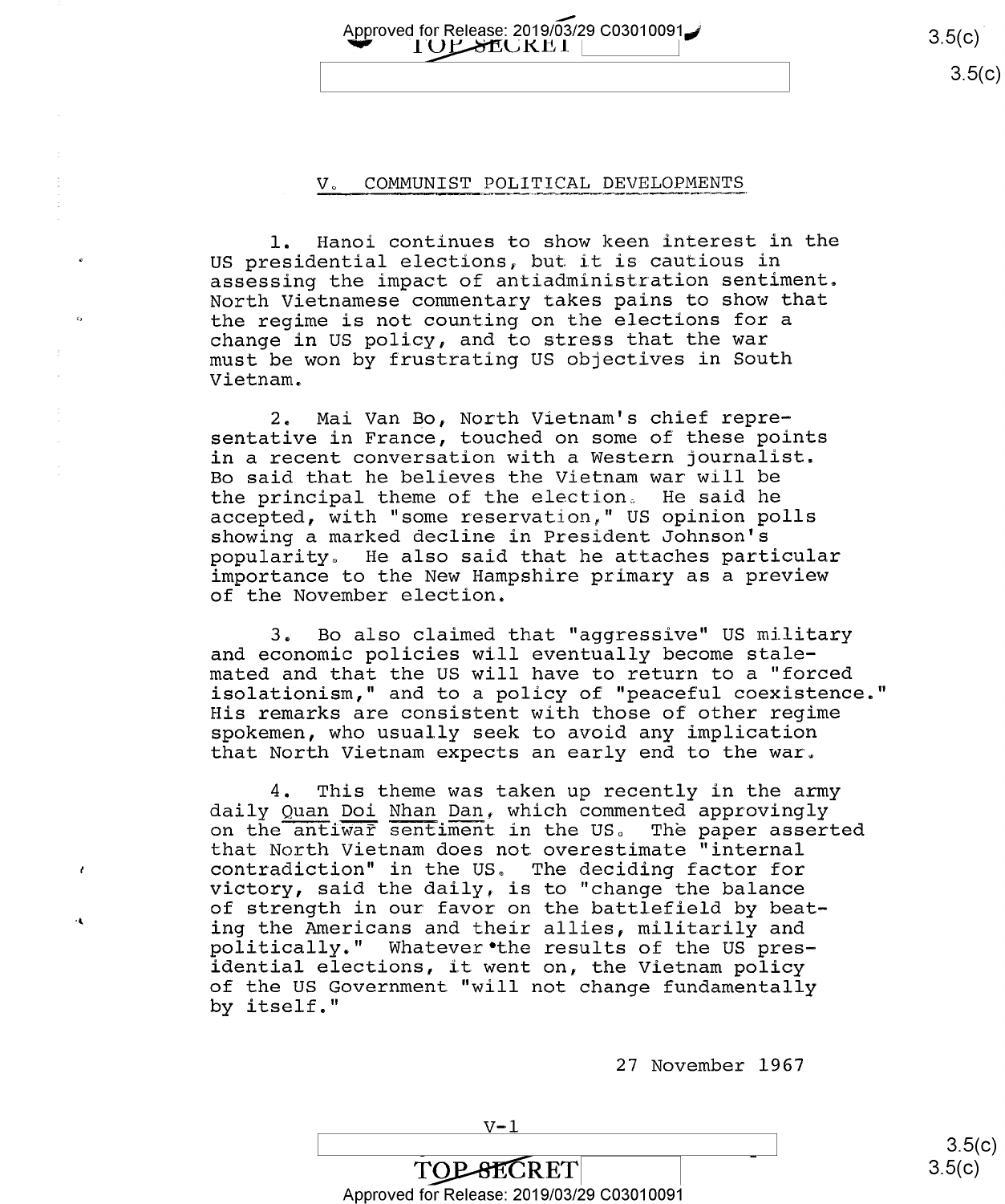## V. COMMUNIST POLITICAL DEVELOPMENTS

1. Hanoi continues to show keen interest in the US presidential elections, but it is cautious in assessing the impact of antiadministration sentiment. North Vietnamese commentary takes pains to show that the regime is not counting on the elections for a change in US policy, and to stress that the war must be won by frustrating US objectives in South Vietnam.

2. Mai Van Bo, North Vietnam's chief representative in France, touched on some of these points in a recent conversation with a Western journalist. Bo said that he believes the Vietnam war will be the principal theme of the election. He said he accepted, with "some reservation," US opinion polls showing a marked decline in President Johnson's popularity. He also said that he attaches particular importance to the New Hampshire primary as a preview of the November election.

3. Bo also claimed that "aggressive" US military and economic policies will eventually become stalemated and that the US will have to return to a "forced isolationism," and to a policy of "peaceful coexistence." His remarks are consistent with those of other regime spokemen, who usually seek to avoid any implication that North Vietnam expects an early end to the war.

4. This theme was taken up recently in the army daily Quan Doi Nhan Dan, which commented approvingly on the antiwar sentiment in the US. The paper asserted that North Vietnam does not overestimate "internal contradiction" in the US. The deciding factor for victory, said the daily, is to "change the balance of strength in our favor on the battlefield by beating the Americans and their allies, militarily and politically." Whatever the results of the US presidential elections, it went on, the Vietnam policy of the US Government "will not change fundamentally by itself."

27 November 1967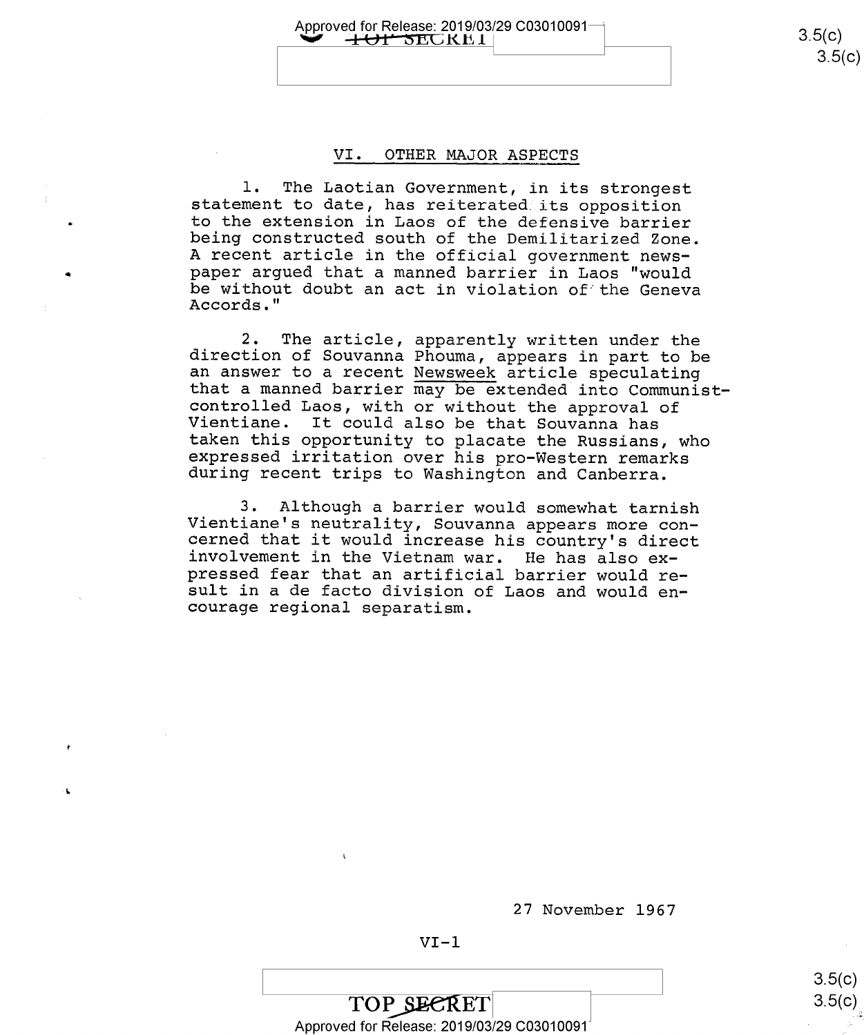## VI. OTHER MAJOR ASPECTS

1. The Laotian Government, in its strongest statement to date, has reiterated its opposition to the extension in Laos of the defensive barrier being constructed south of the Demilitarized Zone. A recent article in the official government newspaper argued that a manned barrier in Laos "would be without doubt an act in violation of the Geneva Accords."

2. The article, apparently written under the direction of Souvanna Phouma, appears in part to be an answer to a recent _Newsweek_ article speculating that a manned barrier may be extended into Communist-controlled Laos, with or without the approval of Vientiane. It could also be that Souvanna has taken this opportunity to placate the Russians, who expressed irritation over his pro-Western remarks during recent trips to Washington and Canberra.

3. Although a barrier would somewhat tarnish Vientiane's neutrality, Souvanna appears more concerned that it would increase his country's direct involvement in the Vietnam war. He has also expressed fear that an artificial barrier would result in a de facto division of Laos and would encourage regional separatism.

27 November 1967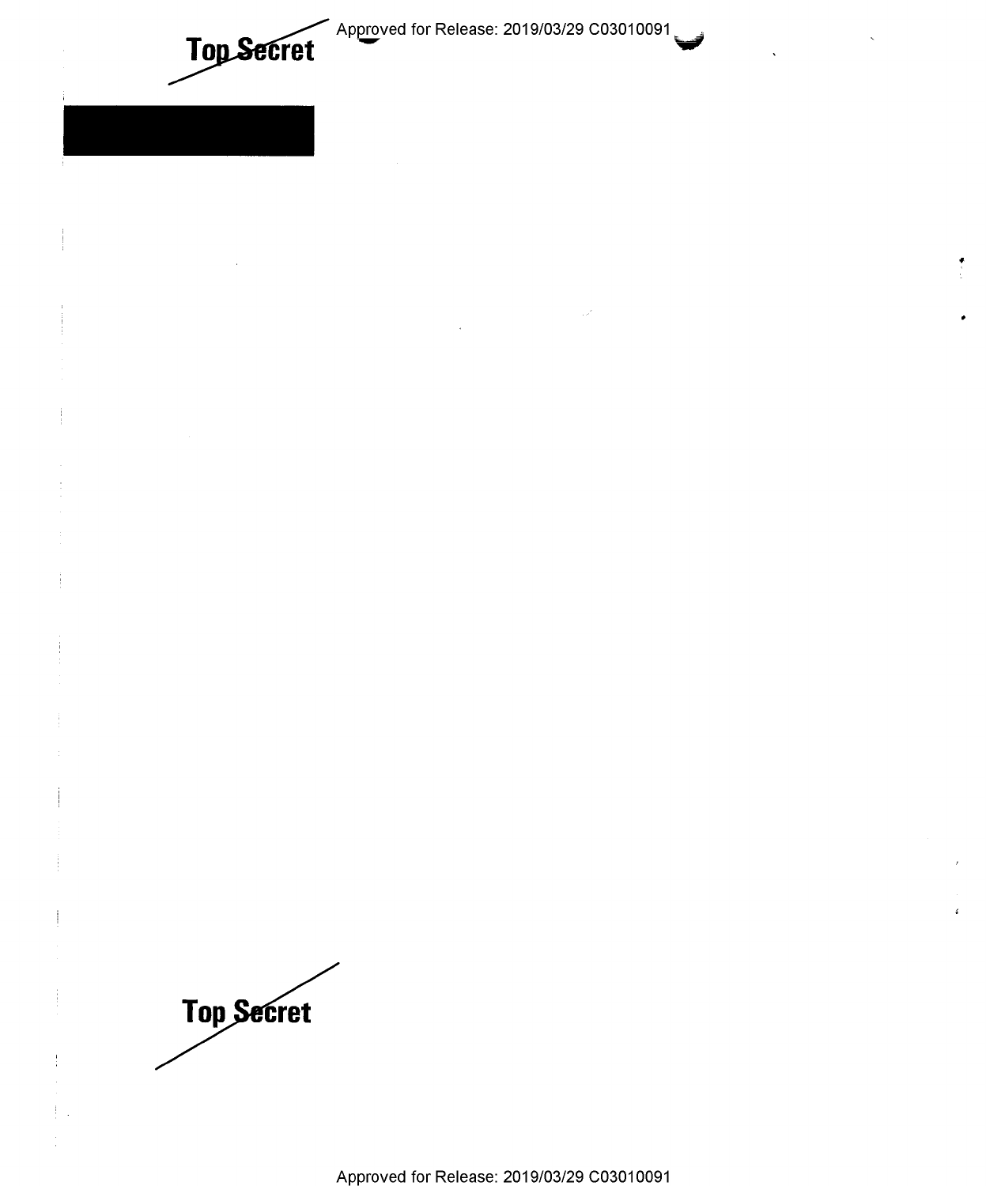Top Secret

Top Secret